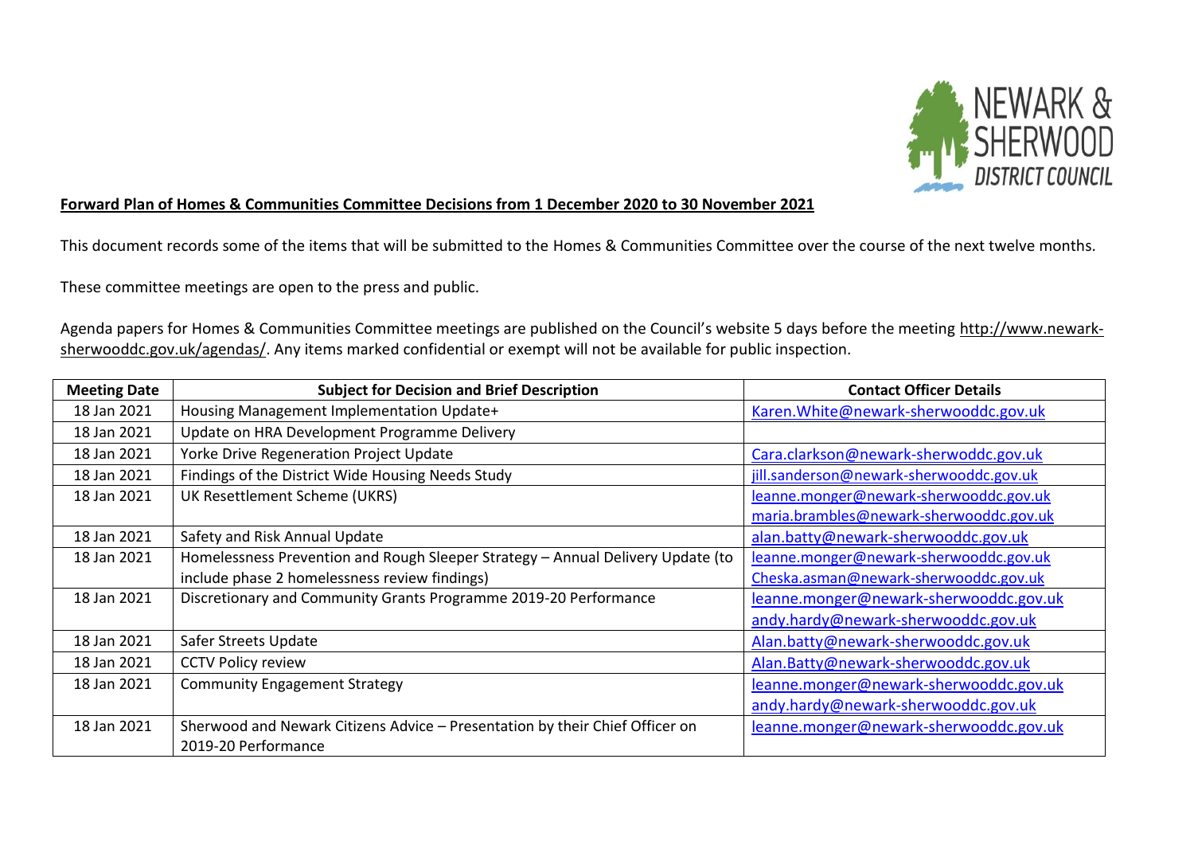**Forward Plan of Homes & Communities Committee Decisions from 1 December 2020 to 30 November 2021**

This document records some of the items that will be submitted to the Homes & Communities Committee over the course of the next twelve months.

These committee meetings are open to the press and public.

Agenda papers for Homes & Communities Committee meetings are published on the Council's website 5 days before the meeting http://www.newark-sherwooddc.gov.uk/agendas/. Any items marked confidential or exempt will not be available for public inspection.

| Meeting Date | Subject for Decision and Brief Description | Contact Officer Details |
|---|---|---|
| 18 Jan 2021 | Housing Management Implementation Update+ | Karen.White@newark-sherwooddc.gov.uk |
| 18 Jan 2021 | Update on HRA Development Programme Delivery | |
| 18 Jan 2021 | Yorke Drive Regeneration Project Update | Cara.clarkson@newark-sherwoddc.gov.uk |
| 18 Jan 2021 | Findings of the District Wide Housing Needs Study | jill.sanderson@newark-sherwooddc.gov.uk |
| 18 Jan 2021 | UK Resettlement Scheme (UKRS) | leanne.monger@newark-sherwooddc.gov.uk<br>maria.brambles@newark-sherwooddc.gov.uk |
| 18 Jan 2021 | Safety and Risk Annual Update | alan.batty@newark-sherwooddc.gov.uk |
| 18 Jan 2021 | Homelessness Prevention and Rough Sleeper Strategy – Annual Delivery Update (to include phase 2 homelessness review findings) | leanne.monger@newark-sherwooddc.gov.uk<br>Cheska.asman@newark-sherwooddc.gov.uk |
| 18 Jan 2021 | Discretionary and Community Grants Programme 2019-20 Performance | leanne.monger@newark-sherwooddc.gov.uk<br>andy.hardy@newark-sherwooddc.gov.uk |
| 18 Jan 2021 | Safer Streets Update | Alan.batty@newark-sherwooddc.gov.uk |
| 18 Jan 2021 | CCTV Policy review | Alan.Batty@newark-sherwooddc.gov.uk |
| 18 Jan 2021 | Community Engagement Strategy | leanne.monger@newark-sherwooddc.gov.uk<br>andy.hardy@newark-sherwooddc.gov.uk |
| 18 Jan 2021 | Sherwood and Newark Citizens Advice – Presentation by their Chief Officer on 2019-20 Performance | leanne.monger@newark-sherwooddc.gov.uk |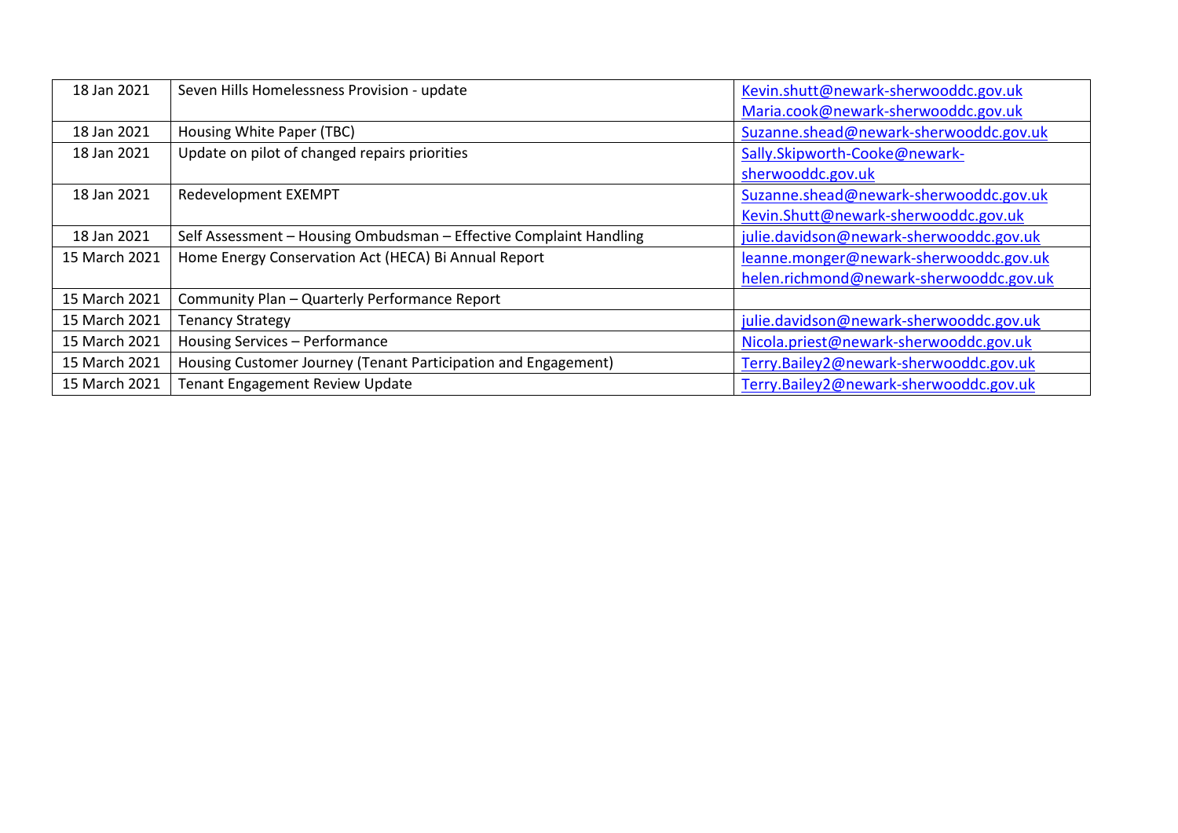| | | |
|---|---|---|
| 18 Jan 2021 | Seven Hills Homelessness Provision - update | Kevin.shutt@newark-sherwooddc.gov.uk Maria.cook@newark-sherwooddc.gov.uk |
| 18 Jan 2021 | Housing White Paper (TBC) | Suzanne.shead@newark-sherwooddc.gov.uk |
| 18 Jan 2021 | Update on pilot of changed repairs priorities | Sally.Skipworth-Cooke@newark-sherwooddc.gov.uk |
| 18 Jan 2021 | Redevelopment EXEMPT | Suzanne.shead@newark-sherwooddc.gov.uk Kevin.Shutt@newark-sherwooddc.gov.uk |
| 18 Jan 2021 | Self Assessment – Housing Ombudsman – Effective Complaint Handling | julie.davidson@newark-sherwooddc.gov.uk |
| 15 March 2021 | Home Energy Conservation Act (HECA) Bi Annual Report | leanne.monger@newark-sherwooddc.gov.uk helen.richmond@newark-sherwooddc.gov.uk |
| 15 March 2021 | Community Plan – Quarterly Performance Report | |
| 15 March 2021 | Tenancy Strategy | julie.davidson@newark-sherwooddc.gov.uk |
| 15 March 2021 | Housing Services – Performance | Nicola.priest@newark-sherwooddc.gov.uk |
| 15 March 2021 | Housing Customer Journey (Tenant Participation and Engagement) | Terry.Bailey2@newark-sherwooddc.gov.uk |
| 15 March 2021 | Tenant Engagement Review Update | Terry.Bailey2@newark-sherwooddc.gov.uk |